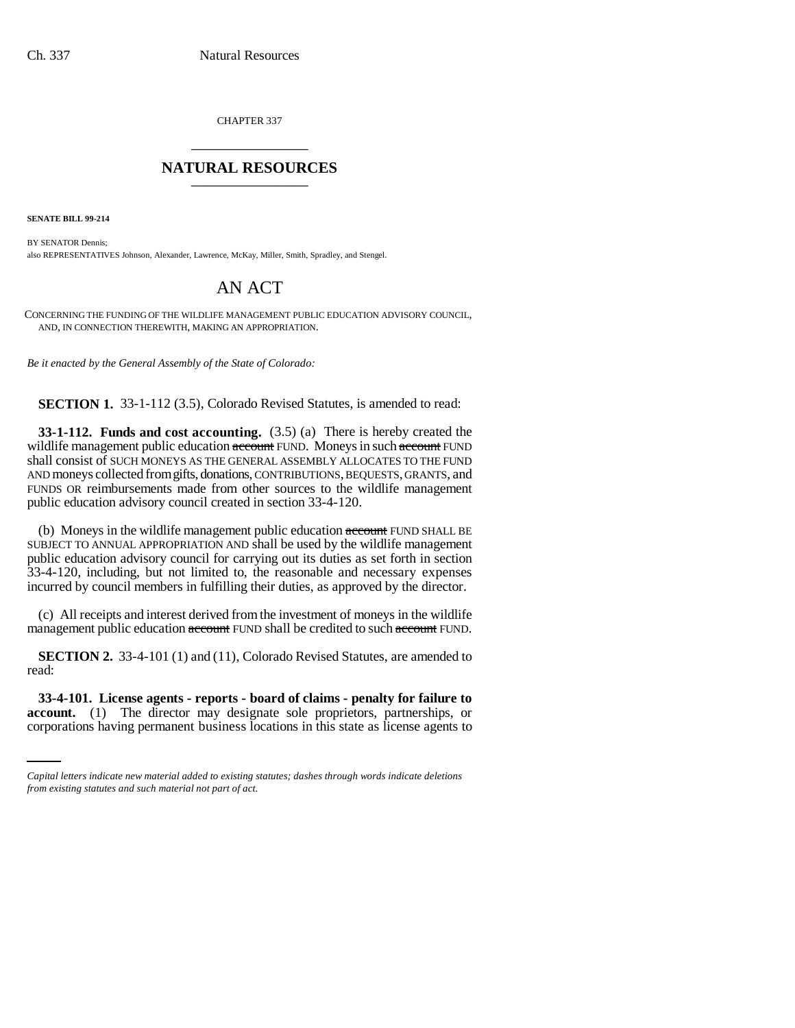CHAPTER 337

# NATURAL RESOURCES

**SENATE BILL 99-214**

BY SENATOR Dennis;
also REPRESENTATIVES Johnson, Alexander, Lawrence, McKay, Miller, Smith, Spradley, and Stengel.

# AN ACT

CONCERNING THE FUNDING OF THE WILDLIFE MANAGEMENT PUBLIC EDUCATION ADVISORY COUNCIL, AND, IN CONNECTION THEREWITH, MAKING AN APPROPRIATION.

*Be it enacted by the General Assembly of the State of Colorado:*

**SECTION 1.** 33-1-112 (3.5), Colorado Revised Statutes, is amended to read:

**33-1-112. Funds and cost accounting.** (3.5) (a) There is hereby created the wildlife management public education ~~account~~ FUND. Moneys in such ~~account~~ FUND shall consist of SUCH MONEYS AS THE GENERAL ASSEMBLY ALLOCATES TO THE FUND AND moneys collected from gifts, donations, CONTRIBUTIONS, BEQUESTS, GRANTS, and FUNDS OR reimbursements made from other sources to the wildlife management public education advisory council created in section 33-4-120.

(b) Moneys in the wildlife management public education ~~account~~ FUND SHALL BE SUBJECT TO ANNUAL APPROPRIATION AND shall be used by the wildlife management public education advisory council for carrying out its duties as set forth in section 33-4-120, including, but not limited to, the reasonable and necessary expenses incurred by council members in fulfilling their duties, as approved by the director.

(c) All receipts and interest derived from the investment of moneys in the wildlife management public education ~~account~~ FUND shall be credited to such ~~account~~ FUND.

**SECTION 2.** 33-4-101 (1) and (11), Colorado Revised Statutes, are amended to read:

**33-4-101. License agents - reports - board of claims - penalty for failure to account.** (1) The director may designate sole proprietors, partnerships, or corporations having permanent business locations in this state as license agents to

*Capital letters indicate new material added to existing statutes; dashes through words indicate deletions from existing statutes and such material not part of act.*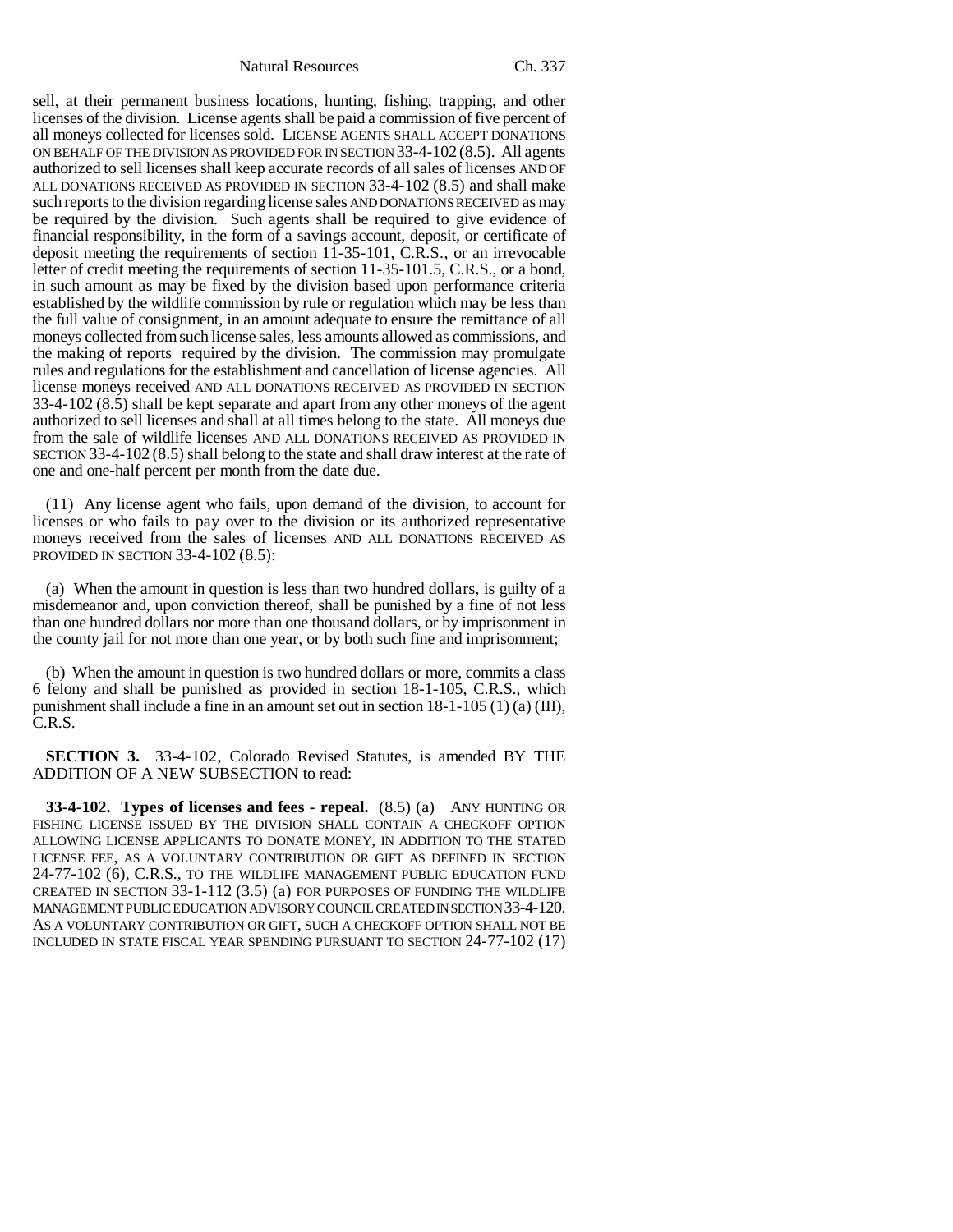sell, at their permanent business locations, hunting, fishing, trapping, and other licenses of the division. License agents shall be paid a commission of five percent of all moneys collected for licenses sold. LICENSE AGENTS SHALL ACCEPT DONATIONS ON BEHALF OF THE DIVISION AS PROVIDED FOR IN SECTION 33-4-102 (8.5). All agents authorized to sell licenses shall keep accurate records of all sales of licenses AND OF ALL DONATIONS RECEIVED AS PROVIDED IN SECTION 33-4-102 (8.5) and shall make such reports to the division regarding license sales AND DONATIONS RECEIVED as may be required by the division. Such agents shall be required to give evidence of financial responsibility, in the form of a savings account, deposit, or certificate of deposit meeting the requirements of section 11-35-101, C.R.S., or an irrevocable letter of credit meeting the requirements of section 11-35-101.5, C.R.S., or a bond, in such amount as may be fixed by the division based upon performance criteria established by the wildlife commission by rule or regulation which may be less than the full value of consignment, in an amount adequate to ensure the remittance of all moneys collected from such license sales, less amounts allowed as commissions, and the making of reports required by the division. The commission may promulgate rules and regulations for the establishment and cancellation of license agencies. All license moneys received AND ALL DONATIONS RECEIVED AS PROVIDED IN SECTION 33-4-102 (8.5) shall be kept separate and apart from any other moneys of the agent authorized to sell licenses and shall at all times belong to the state. All moneys due from the sale of wildlife licenses AND ALL DONATIONS RECEIVED AS PROVIDED IN SECTION 33-4-102 (8.5) shall belong to the state and shall draw interest at the rate of one and one-half percent per month from the date due.

(11) Any license agent who fails, upon demand of the division, to account for licenses or who fails to pay over to the division or its authorized representative moneys received from the sales of licenses AND ALL DONATIONS RECEIVED AS PROVIDED IN SECTION 33-4-102 (8.5):

(a) When the amount in question is less than two hundred dollars, is guilty of a misdemeanor and, upon conviction thereof, shall be punished by a fine of not less than one hundred dollars nor more than one thousand dollars, or by imprisonment in the county jail for not more than one year, or by both such fine and imprisonment;

(b) When the amount in question is two hundred dollars or more, commits a class 6 felony and shall be punished as provided in section 18-1-105, C.R.S., which punishment shall include a fine in an amount set out in section 18-1-105 (1) (a) (III), C.R.S.

**SECTION 3.** 33-4-102, Colorado Revised Statutes, is amended BY THE ADDITION OF A NEW SUBSECTION to read:

**33-4-102. Types of licenses and fees - repeal.** (8.5) (a) ANY HUNTING OR FISHING LICENSE ISSUED BY THE DIVISION SHALL CONTAIN A CHECKOFF OPTION ALLOWING LICENSE APPLICANTS TO DONATE MONEY, IN ADDITION TO THE STATED LICENSE FEE, AS A VOLUNTARY CONTRIBUTION OR GIFT AS DEFINED IN SECTION 24-77-102 (6), C.R.S., TO THE WILDLIFE MANAGEMENT PUBLIC EDUCATION FUND CREATED IN SECTION 33-1-112 (3.5) (a) FOR PURPOSES OF FUNDING THE WILDLIFE MANAGEMENT PUBLIC EDUCATION ADVISORY COUNCIL CREATED IN SECTION 33-4-120. AS A VOLUNTARY CONTRIBUTION OR GIFT, SUCH A CHECKOFF OPTION SHALL NOT BE INCLUDED IN STATE FISCAL YEAR SPENDING PURSUANT TO SECTION 24-77-102 (17)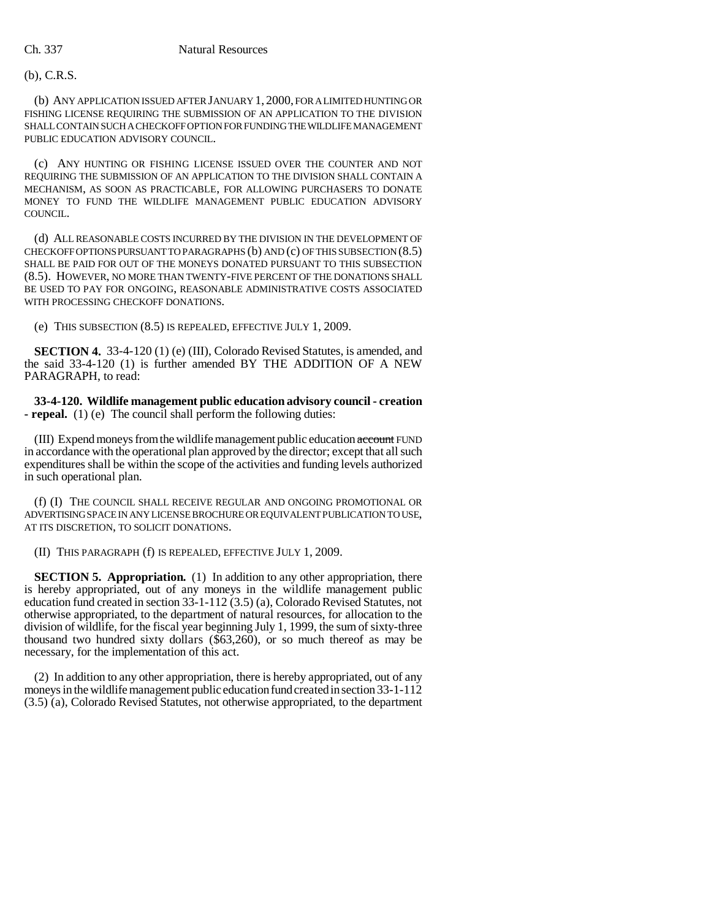(b), C.R.S.

(b) ANY APPLICATION ISSUED AFTER JANUARY 1, 2000, FOR A LIMITED HUNTING OR FISHING LICENSE REQUIRING THE SUBMISSION OF AN APPLICATION TO THE DIVISION SHALL CONTAIN SUCH A CHECKOFF OPTION FOR FUNDING THE WILDLIFE MANAGEMENT PUBLIC EDUCATION ADVISORY COUNCIL.

(c) ANY HUNTING OR FISHING LICENSE ISSUED OVER THE COUNTER AND NOT REQUIRING THE SUBMISSION OF AN APPLICATION TO THE DIVISION SHALL CONTAIN A MECHANISM, AS SOON AS PRACTICABLE, FOR ALLOWING PURCHASERS TO DONATE MONEY TO FUND THE WILDLIFE MANAGEMENT PUBLIC EDUCATION ADVISORY COUNCIL.

(d) ALL REASONABLE COSTS INCURRED BY THE DIVISION IN THE DEVELOPMENT OF CHECKOFF OPTIONS PURSUANT TO PARAGRAPHS (b) AND (c) OF THIS SUBSECTION (8.5) SHALL BE PAID FOR OUT OF THE MONEYS DONATED PURSUANT TO THIS SUBSECTION (8.5). HOWEVER, NO MORE THAN TWENTY-FIVE PERCENT OF THE DONATIONS SHALL BE USED TO PAY FOR ONGOING, REASONABLE ADMINISTRATIVE COSTS ASSOCIATED WITH PROCESSING CHECKOFF DONATIONS.

(e) THIS SUBSECTION (8.5) IS REPEALED, EFFECTIVE JULY 1, 2009.

**SECTION 4.** 33-4-120 (1) (e) (III), Colorado Revised Statutes, is amended, and the said 33-4-120 (1) is further amended BY THE ADDITION OF A NEW PARAGRAPH, to read:

**33-4-120. Wildlife management public education advisory council - creation - repeal.** (1) (e) The council shall perform the following duties:

(III) Expend moneys from the wildlife management public education ~~account~~ FUND in accordance with the operational plan approved by the director; except that all such expenditures shall be within the scope of the activities and funding levels authorized in such operational plan.

(f) (I) THE COUNCIL SHALL RECEIVE REGULAR AND ONGOING PROMOTIONAL OR ADVERTISING SPACE IN ANY LICENSE BROCHURE OR EQUIVALENT PUBLICATION TO USE, AT ITS DISCRETION, TO SOLICIT DONATIONS.

(II) THIS PARAGRAPH (f) IS REPEALED, EFFECTIVE JULY 1, 2009.

**SECTION 5. Appropriation.** (1) In addition to any other appropriation, there is hereby appropriated, out of any moneys in the wildlife management public education fund created in section 33-1-112 (3.5) (a), Colorado Revised Statutes, not otherwise appropriated, to the department of natural resources, for allocation to the division of wildlife, for the fiscal year beginning July 1, 1999, the sum of sixty-three thousand two hundred sixty dollars ($63,260), or so much thereof as may be necessary, for the implementation of this act.

(2) In addition to any other appropriation, there is hereby appropriated, out of any moneys in the wildlife management public education fund created in section 33-1-112 (3.5) (a), Colorado Revised Statutes, not otherwise appropriated, to the department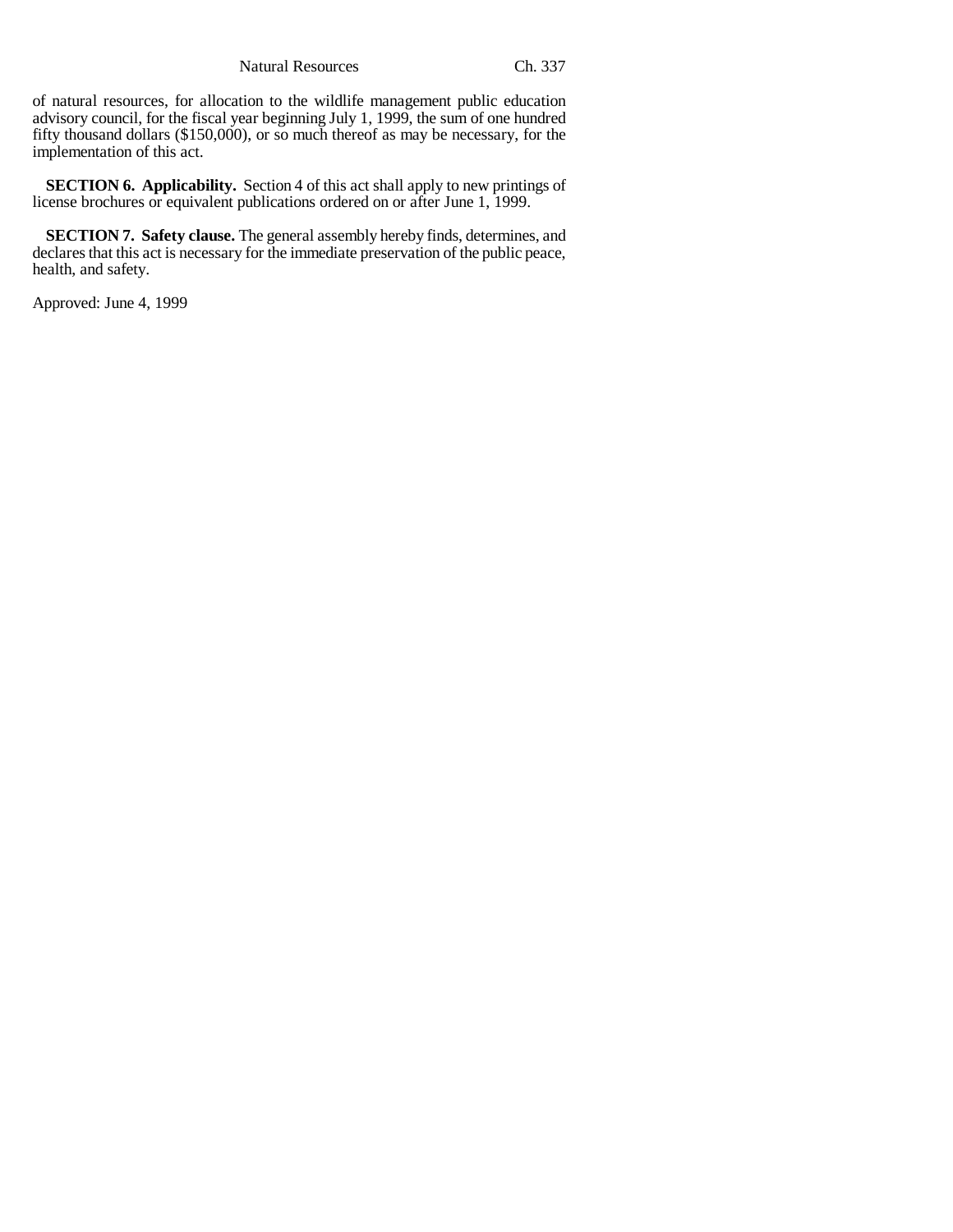of natural resources, for allocation to the wildlife management public education advisory council, for the fiscal year beginning July 1, 1999, the sum of one hundred fifty thousand dollars ($150,000), or so much thereof as may be necessary, for the implementation of this act.

**SECTION 6. Applicability.** Section 4 of this act shall apply to new printings of license brochures or equivalent publications ordered on or after June 1, 1999.

**SECTION 7. Safety clause.** The general assembly hereby finds, determines, and declares that this act is necessary for the immediate preservation of the public peace, health, and safety.

Approved: June 4, 1999